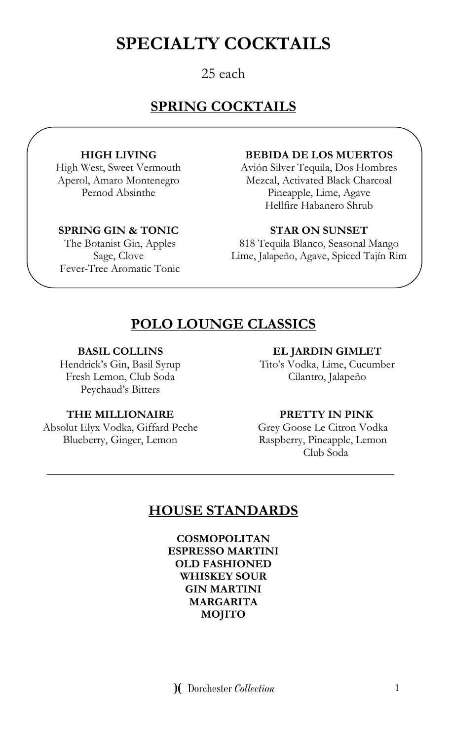# SPECIALTY COCKTAILS

25 each

## SPRING COCKTAILS

**HIGH LIVING**
High West, Sweet Vermouth
Aperol, Amaro Montenegro
Pernod Absinthe

**SPRING GIN & TONIC**
The Botanist Gin, Apples
Sage, Clove
Fever-Tree Aromatic Tonic

**BEBIDA DE LOS MUERTOS**
Avión Silver Tequila, Dos Hombres
Mezcal, Activated Black Charcoal
Pineapple, Lime, Agave
Hellfire Habanero Shrub

**STAR ON SUNSET**
818 Tequila Blanco, Seasonal Mango
Lime, Jalapeño, Agave, Spiced Tajín Rim

## POLO LOUNGE CLASSICS

**BASIL COLLINS**
Hendrick's Gin, Basil Syrup
Fresh Lemon, Club Soda
Peychaud's Bitters

**THE MILLIONAIRE**
Absolut Elyx Vodka, Giffard Peche
Blueberry, Ginger, Lemon

**EL JARDIN GIMLET**
Tito's Vodka, Lime, Cucumber
Cilantro, Jalapeño

**PRETTY IN PINK**
Grey Goose Le Citron Vodka
Raspberry, Pineapple, Lemon
Club Soda

---

## HOUSE STANDARDS

**COSMOPOLITAN**
**ESPRESSO MARTINI**
**OLD FASHIONED**
**WHISKEY SOUR**
**GIN MARTINI**
**MARGARITA**
**MOJITO**

)( Dorchester *Collection*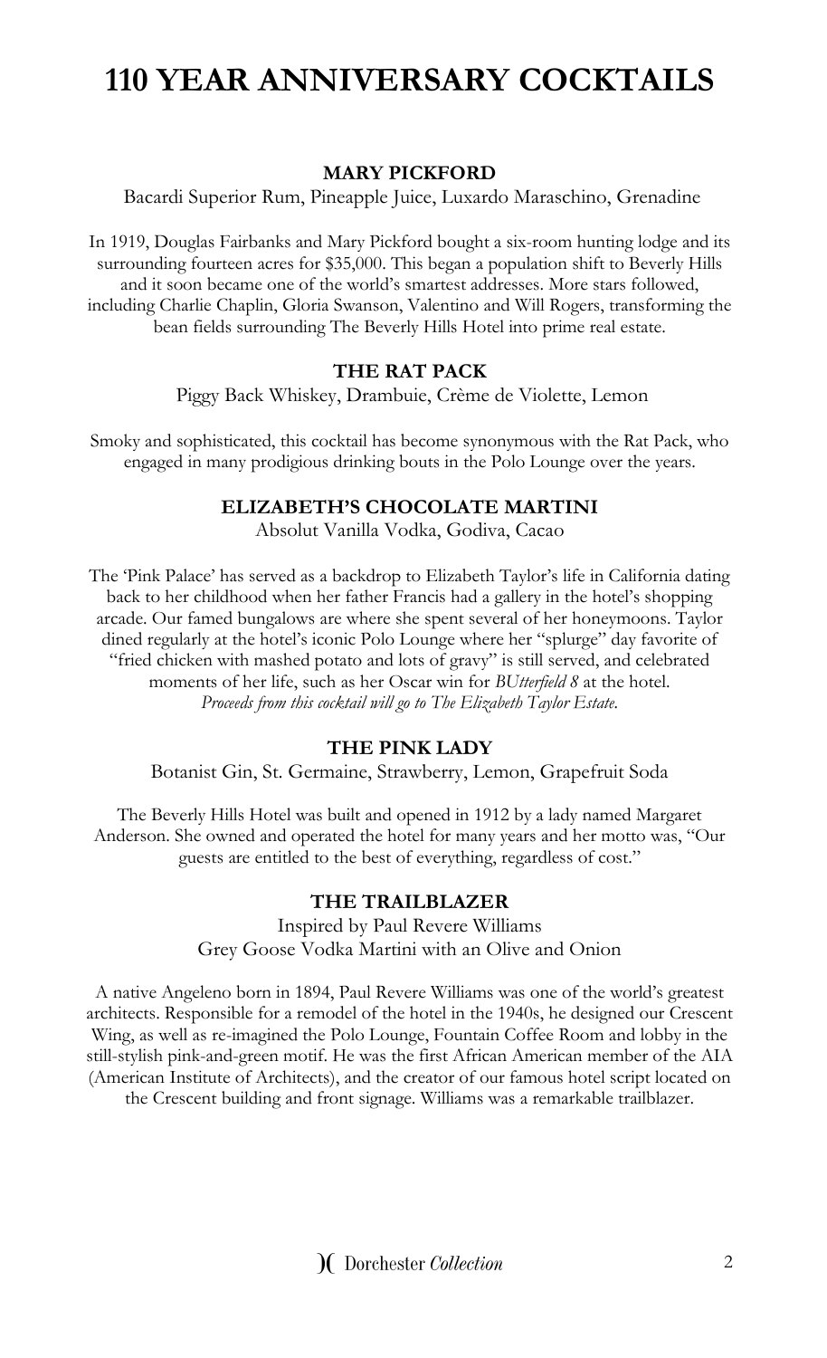# 110 YEAR ANNIVERSARY COCKTAILS

### MARY PICKFORD

Bacardi Superior Rum, Pineapple Juice, Luxardo Maraschino, Grenadine

In 1919, Douglas Fairbanks and Mary Pickford bought a six-room hunting lodge and its surrounding fourteen acres for $35,000. This began a population shift to Beverly Hills and it soon became one of the world's smartest addresses. More stars followed, including Charlie Chaplin, Gloria Swanson, Valentino and Will Rogers, transforming the bean fields surrounding The Beverly Hills Hotel into prime real estate.

### THE RAT PACK

Piggy Back Whiskey, Drambuie, Crème de Violette, Lemon

Smoky and sophisticated, this cocktail has become synonymous with the Rat Pack, who engaged in many prodigious drinking bouts in the Polo Lounge over the years.

### ELIZABETH'S CHOCOLATE MARTINI

Absolut Vanilla Vodka, Godiva, Cacao

The 'Pink Palace' has served as a backdrop to Elizabeth Taylor's life in California dating back to her childhood when her father Francis had a gallery in the hotel's shopping arcade. Our famed bungalows are where she spent several of her honeymoons. Taylor dined regularly at the hotel's iconic Polo Lounge where her "splurge" day favorite of "fried chicken with mashed potato and lots of gravy" is still served, and celebrated moments of her life, such as her Oscar win for *BUtterfield 8* at the hotel.
*Proceeds from this cocktail will go to The Elizabeth Taylor Estate.*

### THE PINK LADY

Botanist Gin, St. Germaine, Strawberry, Lemon, Grapefruit Soda

The Beverly Hills Hotel was built and opened in 1912 by a lady named Margaret Anderson. She owned and operated the hotel for many years and her motto was, "Our guests are entitled to the best of everything, regardless of cost."

### THE TRAILBLAZER

Inspired by Paul Revere Williams
Grey Goose Vodka Martini with an Olive and Onion

A native Angeleno born in 1894, Paul Revere Williams was one of the world's greatest architects. Responsible for a remodel of the hotel in the 1940s, he designed our Crescent Wing, as well as re-imagined the Polo Lounge, Fountain Coffee Room and lobby in the still-stylish pink-and-green motif. He was the first African American member of the AIA (American Institute of Architects), and the creator of our famous hotel script located on the Crescent building and front signage. Williams was a remarkable trailblazer.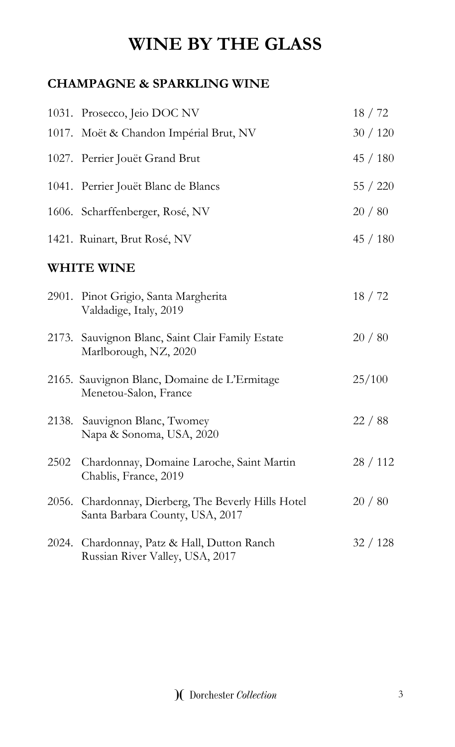# WINE BY THE GLASS

## CHAMPAGNE & SPARKLING WINE

| | | |
|---|---|---|
| 1031. | Prosecco, Jeio DOC NV | 18 / 72 |
| 1017. | Moët & Chandon Impérial Brut, NV | 30 / 120 |
| 1027. | Perrier Jouët Grand Brut | 45 / 180 |
| 1041. | Perrier Jouët Blanc de Blancs | 55 / 220 |
| 1606. | Scharffenberger, Rosé, NV | 20 / 80 |
| 1421. | Ruinart, Brut Rosé, NV | 45 / 180 |

## WHITE WINE

| | | |
|---|---|---|
| 2901. | Pinot Grigio, Santa Margherita<br>Valdadige, Italy, 2019 | 18 / 72 |
| 2173. | Sauvignon Blanc, Saint Clair Family Estate<br>Marlborough, NZ, 2020 | 20 / 80 |
| 2165. | Sauvignon Blanc, Domaine de L'Ermitage<br>Menetou-Salon, France | 25/100 |
| 2138. | Sauvignon Blanc, Twomey<br>Napa & Sonoma, USA, 2020 | 22 / 88 |
| 2502 | Chardonnay, Domaine Laroche, Saint Martin<br>Chablis, France, 2019 | 28 / 112 |
| 2056. | Chardonnay, Dierberg, The Beverly Hills Hotel<br>Santa Barbara County, USA, 2017 | 20 / 80 |
| 2024. | Chardonnay, Patz & Hall, Dutton Ranch<br>Russian River Valley, USA, 2017 | 32 / 128 |

Dorchester *Collection*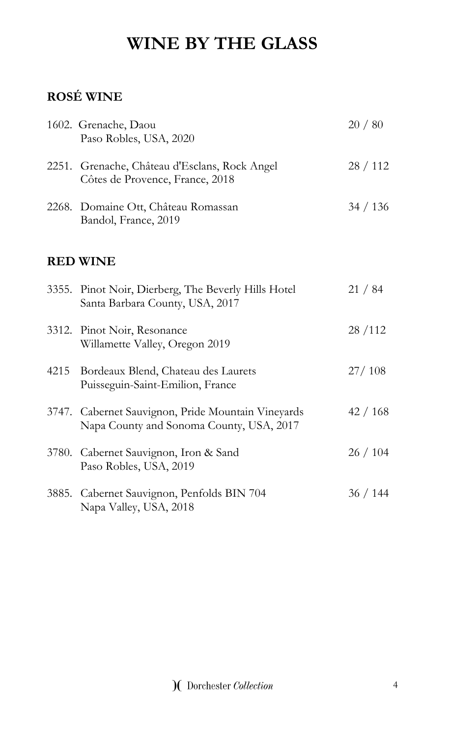# WINE BY THE GLASS

## ROSÉ WINE

| | | |
|---|---|---|
| 1602. | Grenache, Daou<br>Paso Robles, USA, 2020 | 20 / 80 |
| 2251. | Grenache, Château d'Esclans, Rock Angel<br>Côtes de Provence, France, 2018 | 28 / 112 |
| 2268. | Domaine Ott, Château Romassan<br>Bandol, France, 2019 | 34 / 136 |

## RED WINE

| | | |
|---|---|---|
| 3355. | Pinot Noir, Dierberg, The Beverly Hills Hotel<br>Santa Barbara County, USA, 2017 | 21 / 84 |
| 3312. | Pinot Noir, Resonance<br>Willamette Valley, Oregon 2019 | 28 /112 |
| 4215 | Bordeaux Blend, Chateau des Laurets<br>Puisseguin-Saint-Emilion, France | 27/ 108 |
| 3747. | Cabernet Sauvignon, Pride Mountain Vineyards<br>Napa County and Sonoma County, USA, 2017 | 42 / 168 |
| 3780. | Cabernet Sauvignon, Iron & Sand<br>Paso Robles, USA, 2019 | 26 / 104 |
| 3885. | Cabernet Sauvignon, Penfolds BIN 704<br>Napa Valley, USA, 2018 | 36 / 144 |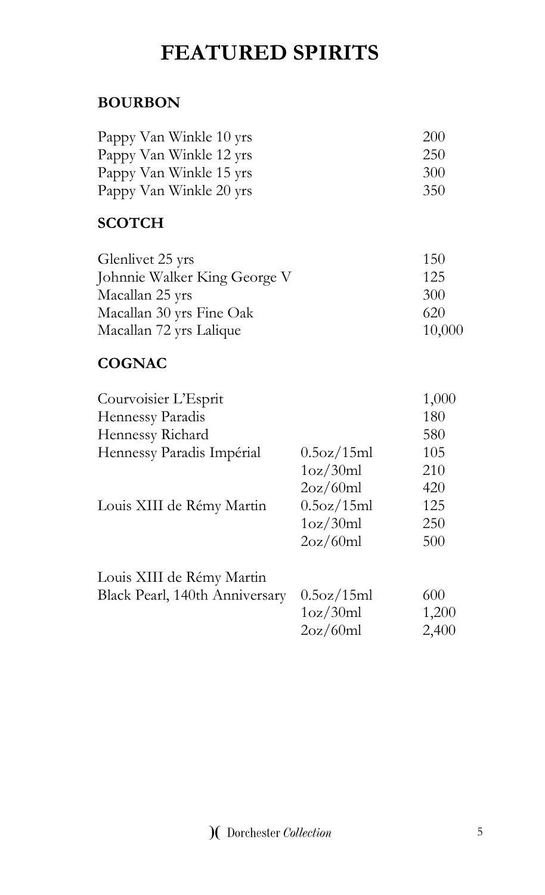# FEATURED SPIRITS

## BOURBON

| | | |
|---|---|---|
| Pappy Van Winkle 10 yrs | | 200 |
| Pappy Van Winkle 12 yrs | | 250 |
| Pappy Van Winkle 15 yrs | | 300 |
| Pappy Van Winkle 20 yrs | | 350 |

## SCOTCH

| | | |
|---|---|---|
| Glenlivet 25 yrs | | 150 |
| Johnnie Walker King George V | | 125 |
| Macallan 25 yrs | | 300 |
| Macallan 30 yrs Fine Oak | | 620 |
| Macallan 72 yrs Lalique | | 10,000 |

## COGNAC

| | | |
|---|---|---|
| Courvoisier L'Esprit | | 1,000 |
| Hennessy Paradis | | 180 |
| Hennessy Richard | | 580 |
| Hennessy Paradis Impérial | 0.5oz/15ml | 105 |
| | 1oz/30ml | 210 |
| | 2oz/60ml | 420 |
| Louis XIII de Rémy Martin | 0.5oz/15ml | 125 |
| | 1oz/30ml | 250 |
| | 2oz/60ml | 500 |
| Louis XIII de Rémy Martin Black Pearl, 140th Anniversary | 0.5oz/15ml | 600 |
| | 1oz/30ml | 1,200 |
| | 2oz/60ml | 2,400 |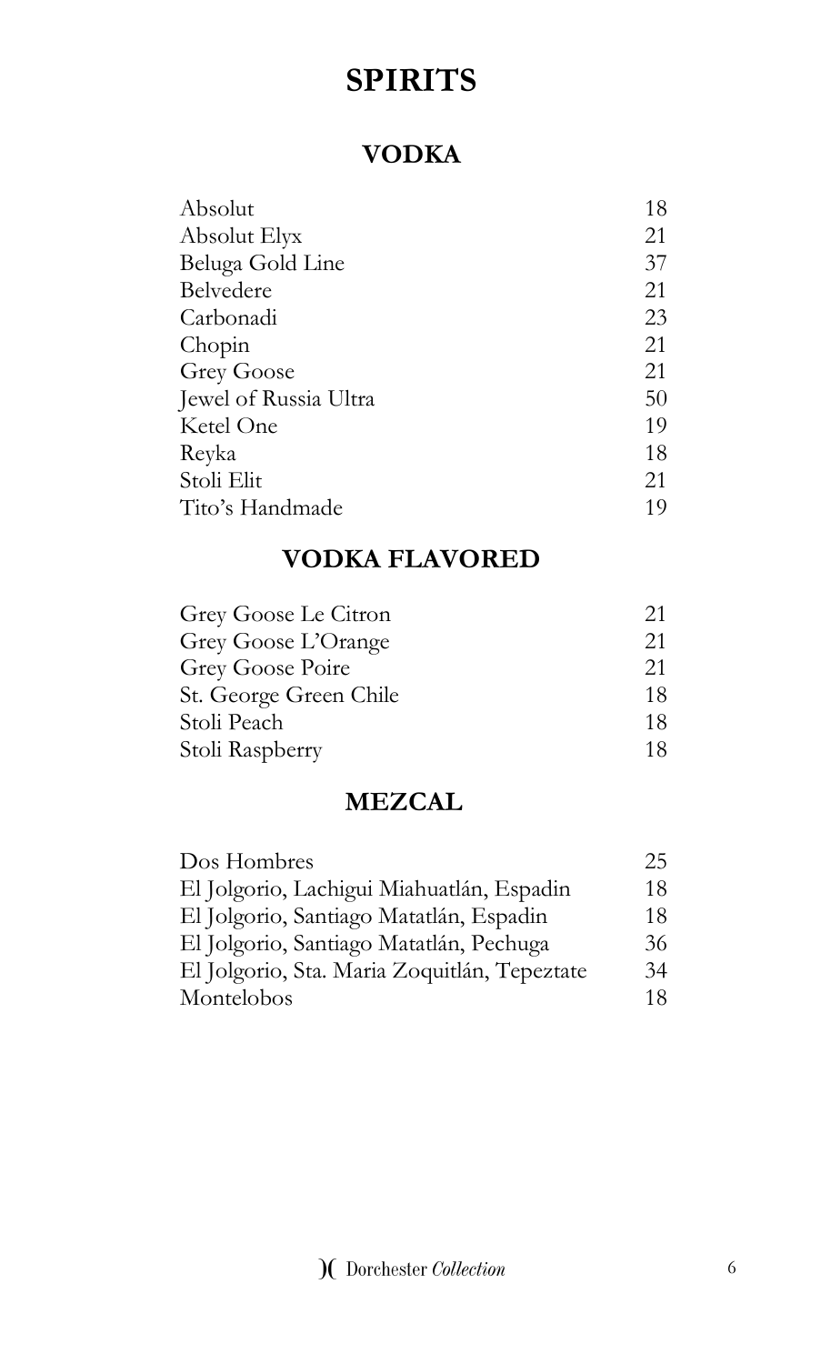# SPIRITS

## VODKA

| | |
|---|---|
| Absolut | 18 |
| Absolut Elyx | 21 |
| Beluga Gold Line | 37 |
| Belvedere | 21 |
| Carbonadi | 23 |
| Chopin | 21 |
| Grey Goose | 21 |
| Jewel of Russia Ultra | 50 |
| Ketel One | 19 |
| Reyka | 18 |
| Stoli Elit | 21 |
| Tito's Handmade | 19 |

## VODKA FLAVORED

| | |
|---|---|
| Grey Goose Le Citron | 21 |
| Grey Goose L'Orange | 21 |
| Grey Goose Poire | 21 |
| St. George Green Chile | 18 |
| Stoli Peach | 18 |
| Stoli Raspberry | 18 |

## MEZCAL

| | |
|---|---|
| Dos Hombres | 25 |
| El Jolgorio, Lachigui Miahuatlán, Espadin | 18 |
| El Jolgorio, Santiago Matatlán, Espadin | 18 |
| El Jolgorio, Santiago Matatlán, Pechuga | 36 |
| El Jolgorio, Sta. Maria Zoquitlán, Tepeztate | 34 |
| Montelobos | 18 |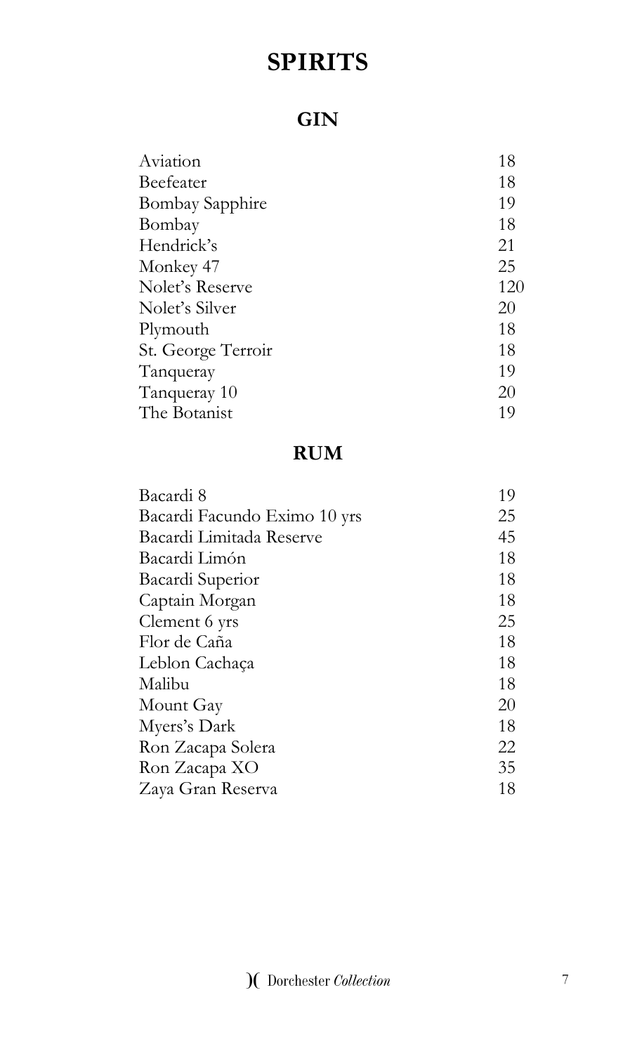# SPIRITS

## GIN

| | |
|---|---|
| Aviation | 18 |
| Beefeater | 18 |
| Bombay Sapphire | 19 |
| Bombay | 18 |
| Hendrick's | 21 |
| Monkey 47 | 25 |
| Nolet's Reserve | 120 |
| Nolet's Silver | 20 |
| Plymouth | 18 |
| St. George Terroir | 18 |
| Tanqueray | 19 |
| Tanqueray 10 | 20 |
| The Botanist | 19 |

## RUM

| | |
|---|---|
| Bacardi 8 | 19 |
| Bacardi Facundo Eximo 10 yrs | 25 |
| Bacardi Limitada Reserve | 45 |
| Bacardi Limón | 18 |
| Bacardi Superior | 18 |
| Captain Morgan | 18 |
| Clement 6 yrs | 25 |
| Flor de Caña | 18 |
| Leblon Cachaça | 18 |
| Malibu | 18 |
| Mount Gay | 20 |
| Myers's Dark | 18 |
| Ron Zacapa Solera | 22 |
| Ron Zacapa XO | 35 |
| Zaya Gran Reserva | 18 |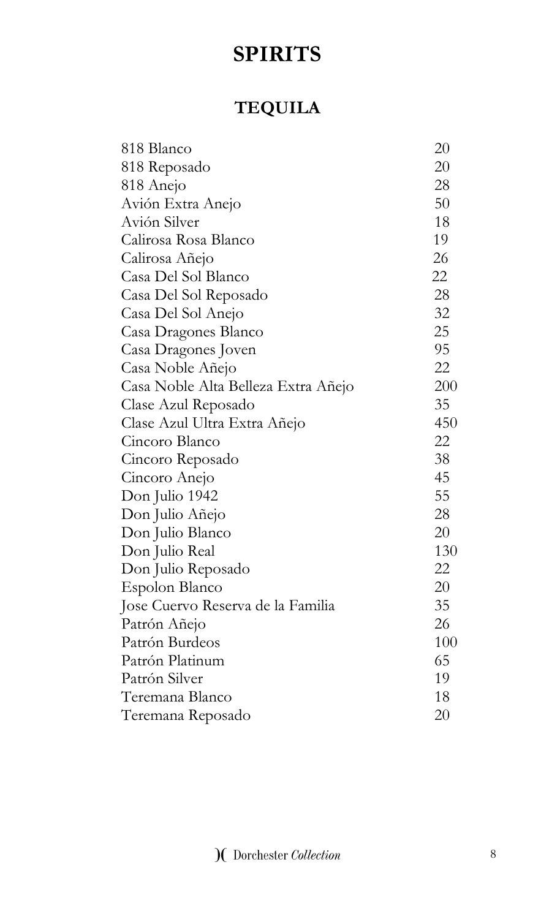# SPIRITS

## TEQUILA

| | |
|---|---|
| 818 Blanco | 20 |
| 818 Reposado | 20 |
| 818 Anejo | 28 |
| Avión Extra Anejo | 50 |
| Avión Silver | 18 |
| Calirosa Rosa Blanco | 19 |
| Calirosa Añejo | 26 |
| Casa Del Sol Blanco | 22 |
| Casa Del Sol Reposado | 28 |
| Casa Del Sol Anejo | 32 |
| Casa Dragones Blanco | 25 |
| Casa Dragones Joven | 95 |
| Casa Noble Añejo | 22 |
| Casa Noble Alta Belleza Extra Añejo | 200 |
| Clase Azul Reposado | 35 |
| Clase Azul Ultra Extra Añejo | 450 |
| Cincoro Blanco | 22 |
| Cincoro Reposado | 38 |
| Cincoro Anejo | 45 |
| Don Julio 1942 | 55 |
| Don Julio Añejo | 28 |
| Don Julio Blanco | 20 |
| Don Julio Real | 130 |
| Don Julio Reposado | 22 |
| Espolon Blanco | 20 |
| Jose Cuervo Reserva de la Familia | 35 |
| Patrón Añejo | 26 |
| Patrón Burdeos | 100 |
| Patrón Platinum | 65 |
| Patrón Silver | 19 |
| Teremana Blanco | 18 |
| Teremana Reposado | 20 |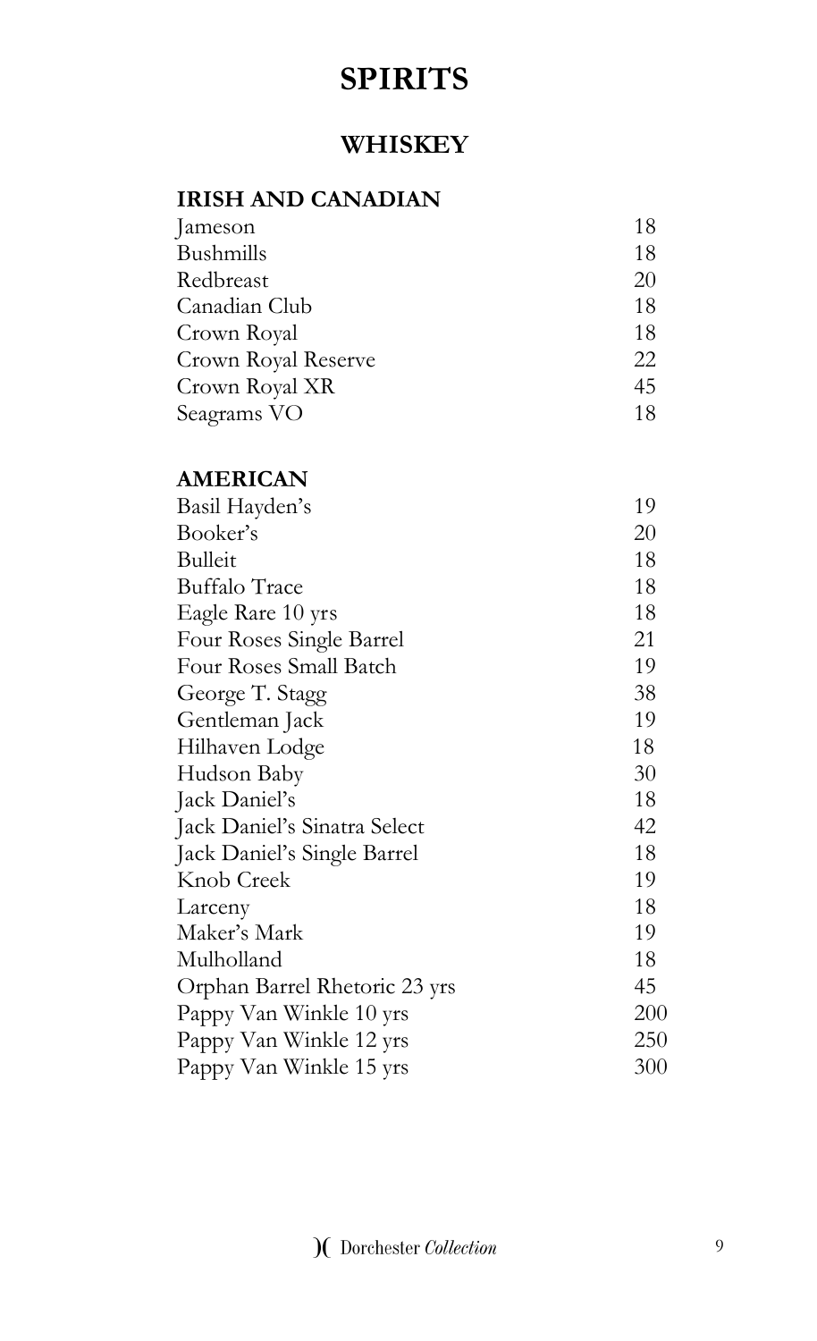# SPIRITS

## WHISKEY

### IRISH AND CANADIAN

| | |
|---|---|
| Jameson | 18 |
| Bushmills | 18 |
| Redbreast | 20 |
| Canadian Club | 18 |
| Crown Royal | 18 |
| Crown Royal Reserve | 22 |
| Crown Royal XR | 45 |
| Seagrams VO | 18 |

### AMERICAN

| | |
|---|---|
| Basil Hayden's | 19 |
| Booker's | 20 |
| Bulleit | 18 |
| Buffalo Trace | 18 |
| Eagle Rare 10 yrs | 18 |
| Four Roses Single Barrel | 21 |
| Four Roses Small Batch | 19 |
| George T. Stagg | 38 |
| Gentleman Jack | 19 |
| Hilhaven Lodge | 18 |
| Hudson Baby | 30 |
| Jack Daniel's | 18 |
| Jack Daniel's Sinatra Select | 42 |
| Jack Daniel's Single Barrel | 18 |
| Knob Creek | 19 |
| Larceny | 18 |
| Maker's Mark | 19 |
| Mulholland | 18 |
| Orphan Barrel Rhetoric 23 yrs | 45 |
| Pappy Van Winkle 10 yrs | 200 |
| Pappy Van Winkle 12 yrs | 250 |
| Pappy Van Winkle 15 yrs | 300 |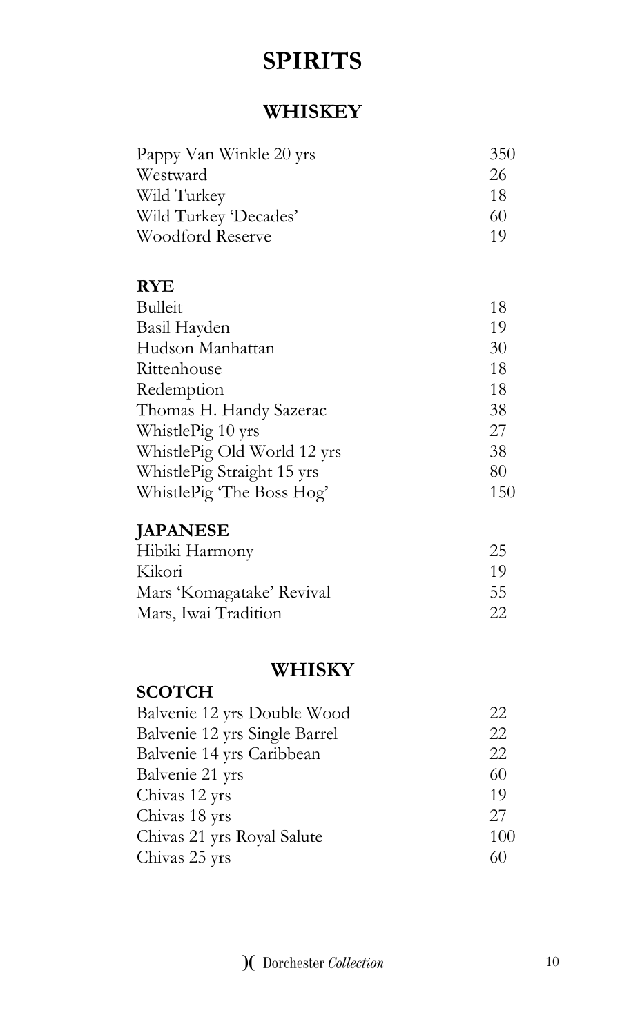# SPIRITS

## WHISKEY

| | |
|---|---|
| Pappy Van Winkle 20 yrs | 350 |
| Westward | 26 |
| Wild Turkey | 18 |
| Wild Turkey 'Decades' | 60 |
| Woodford Reserve | 19 |

### RYE

| | |
|---|---|
| Bulleit | 18 |
| Basil Hayden | 19 |
| Hudson Manhattan | 30 |
| Rittenhouse | 18 |
| Redemption | 18 |
| Thomas H. Handy Sazerac | 38 |
| WhistlePig 10 yrs | 27 |
| WhistlePig Old World 12 yrs | 38 |
| WhistlePig Straight 15 yrs | 80 |
| WhistlePig 'The Boss Hog' | 150 |

### JAPANESE

| | |
|---|---|
| Hibiki Harmony | 25 |
| Kikori | 19 |
| Mars 'Komagatake' Revival | 55 |
| Mars, Iwai Tradition | 22 |

## WHISKY

### SCOTCH

| | |
|---|---|
| Balvenie 12 yrs Double Wood | 22 |
| Balvenie 12 yrs Single Barrel | 22 |
| Balvenie 14 yrs Caribbean | 22 |
| Balvenie 21 yrs | 60 |
| Chivas 12 yrs | 19 |
| Chivas 18 yrs | 27 |
| Chivas 21 yrs Royal Salute | 100 |
| Chivas 25 yrs | 60 |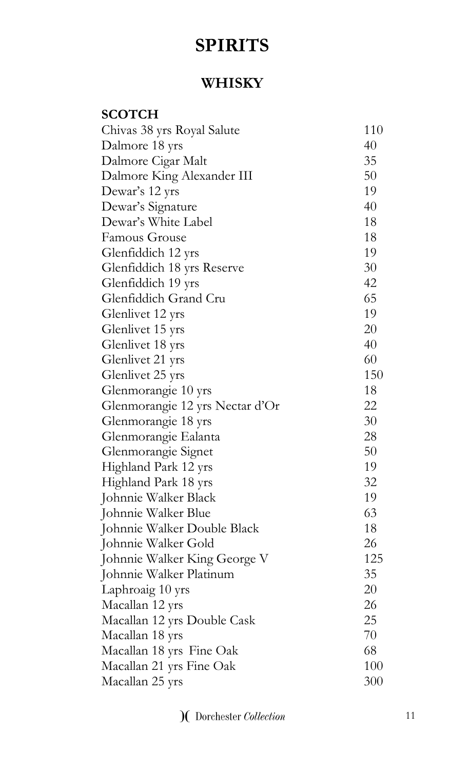# SPIRITS

## WHISKY

### SCOTCH

| | |
|---|---|
| Chivas 38 yrs Royal Salute | 110 |
| Dalmore 18 yrs | 40 |
| Dalmore Cigar Malt | 35 |
| Dalmore King Alexander III | 50 |
| Dewar's 12 yrs | 19 |
| Dewar's Signature | 40 |
| Dewar's White Label | 18 |
| Famous Grouse | 18 |
| Glenfiddich 12 yrs | 19 |
| Glenfiddich 18 yrs Reserve | 30 |
| Glenfiddich 19 yrs | 42 |
| Glenfiddich Grand Cru | 65 |
| Glenlivet 12 yrs | 19 |
| Glenlivet 15 yrs | 20 |
| Glenlivet 18 yrs | 40 |
| Glenlivet 21 yrs | 60 |
| Glenlivet 25 yrs | 150 |
| Glenmorangie 10 yrs | 18 |
| Glenmorangie 12 yrs Nectar d'Or | 22 |
| Glenmorangie 18 yrs | 30 |
| Glenmorangie Ealanta | 28 |
| Glenmorangie Signet | 50 |
| Highland Park 12 yrs | 19 |
| Highland Park 18 yrs | 32 |
| Johnnie Walker Black | 19 |
| Johnnie Walker Blue | 63 |
| Johnnie Walker Double Black | 18 |
| Johnnie Walker Gold | 26 |
| Johnnie Walker King George V | 125 |
| Johnnie Walker Platinum | 35 |
| Laphroaig 10 yrs | 20 |
| Macallan 12 yrs | 26 |
| Macallan 12 yrs Double Cask | 25 |
| Macallan 18 yrs | 70 |
| Macallan 18 yrs Fine Oak | 68 |
| Macallan 21 yrs Fine Oak | 100 |
| Macallan 25 yrs | 300 |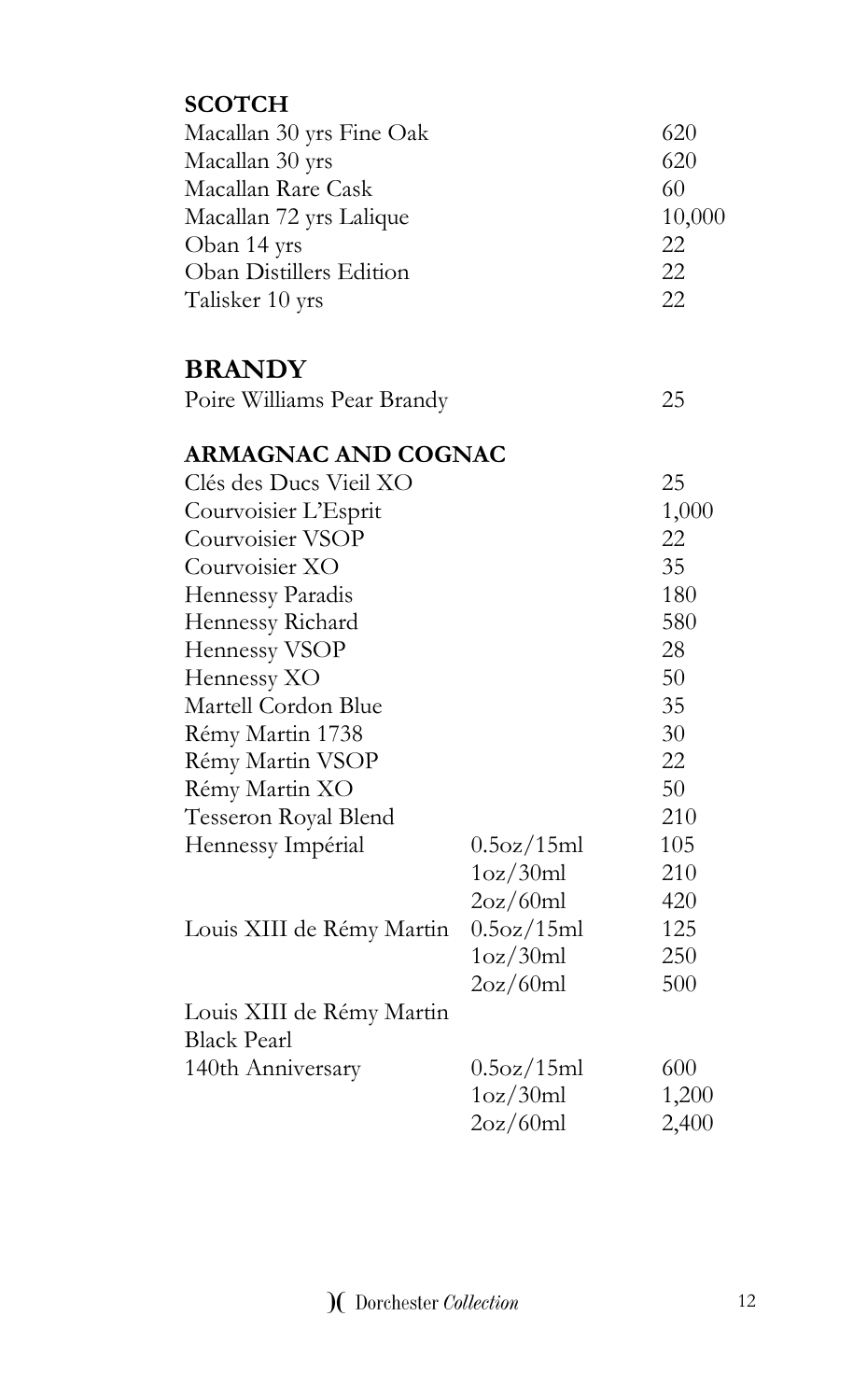## SCOTCH

| | | |
|---|---|---|
| Macallan 30 yrs Fine Oak | | 620 |
| Macallan 30 yrs | | 620 |
| Macallan Rare Cask | | 60 |
| Macallan 72 yrs Lalique | | 10,000 |
| Oban 14 yrs | | 22 |
| Oban Distillers Edition | | 22 |
| Talisker 10 yrs | | 22 |

## BRANDY

| | | |
|---|---|---|
| Poire Williams Pear Brandy | | 25 |

## ARMAGNAC AND COGNAC

| | | |
|---|---|---|
| Clés des Ducs Vieil XO | | 25 |
| Courvoisier L'Esprit | | 1,000 |
| Courvoisier VSOP | | 22 |
| Courvoisier XO | | 35 |
| Hennessy Paradis | | 180 |
| Hennessy Richard | | 580 |
| Hennessy VSOP | | 28 |
| Hennessy XO | | 50 |
| Martell Cordon Blue | | 35 |
| Rémy Martin 1738 | | 30 |
| Rémy Martin VSOP | | 22 |
| Rémy Martin XO | | 50 |
| Tesseron Royal Blend | | 210 |
| Hennessy Impérial | 0.5oz/15ml | 105 |
| | 1oz/30ml | 210 |
| | 2oz/60ml | 420 |
| Louis XIII de Rémy Martin | 0.5oz/15ml | 125 |
| | 1oz/30ml | 250 |
| | 2oz/60ml | 500 |
| Louis XIII de Rémy Martin Black Pearl 140th Anniversary | 0.5oz/15ml | 600 |
| | 1oz/30ml | 1,200 |
| | 2oz/60ml | 2,400 |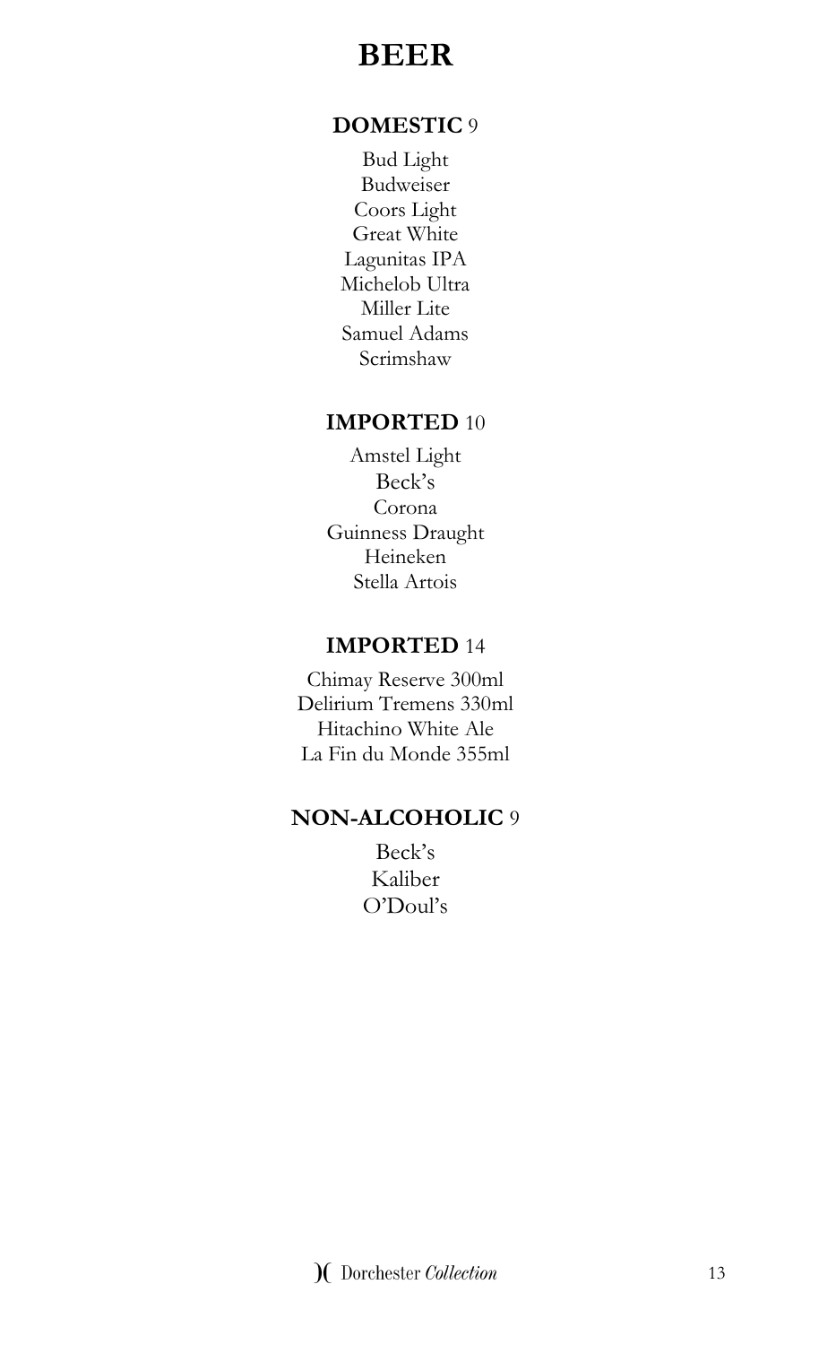# BEER

## **DOMESTIC** 9

Bud Light
Budweiser
Coors Light
Great White
Lagunitas IPA
Michelob Ultra
Miller Lite
Samuel Adams
Scrimshaw

## **IMPORTED** 10

Amstel Light
Beck's
Corona
Guinness Draught
Heineken
Stella Artois

## **IMPORTED** 14

Chimay Reserve 300ml
Delirium Tremens 330ml
Hitachino White Ale
La Fin du Monde 355ml

## **NON-ALCOHOLIC** 9

Beck's
Kaliber
O'Doul's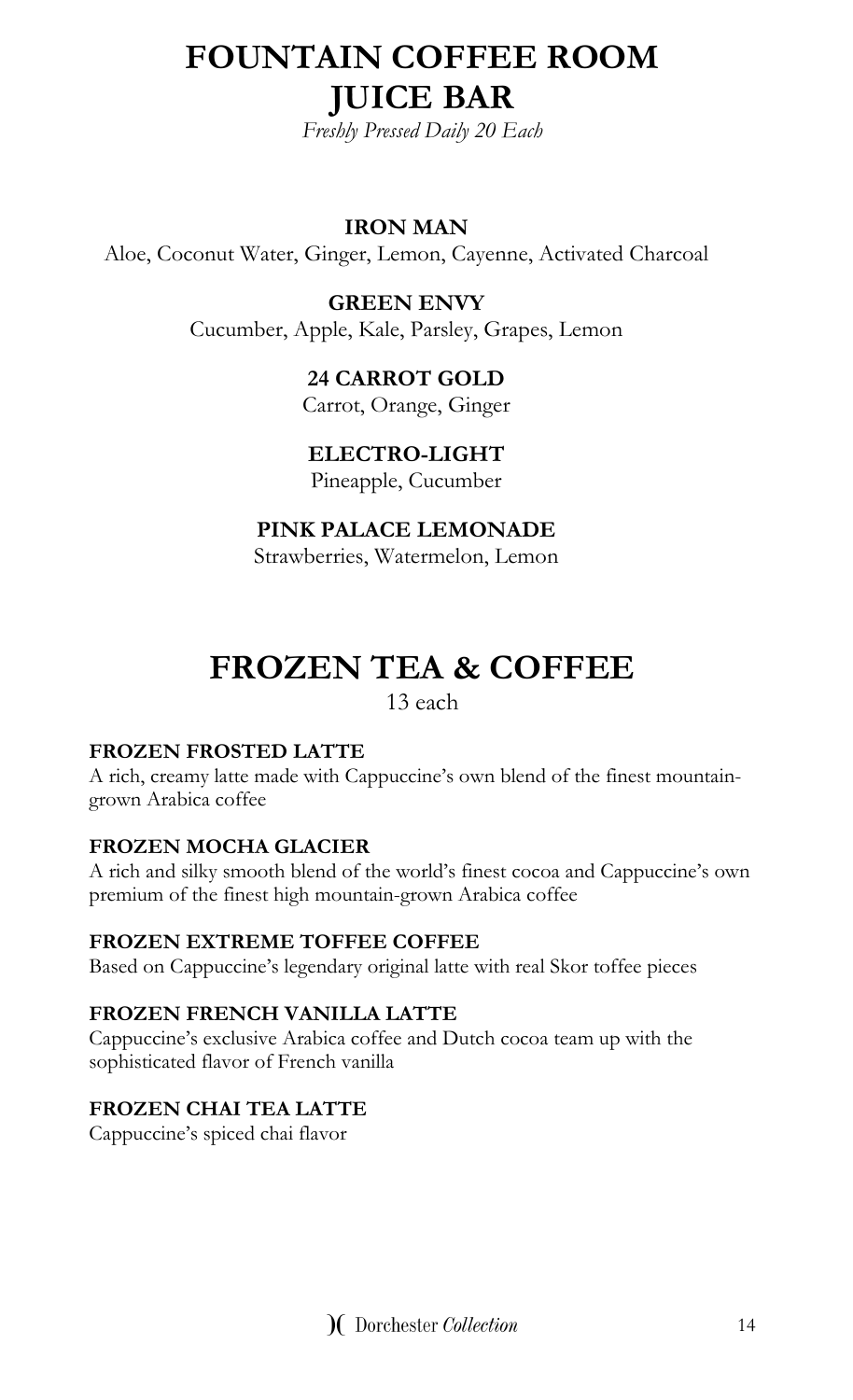# FOUNTAIN COFFEE ROOM JUICE BAR

*Freshly Pressed Daily 20 Each*

**IRON MAN**
Aloe, Coconut Water, Ginger, Lemon, Cayenne, Activated Charcoal

**GREEN ENVY**
Cucumber, Apple, Kale, Parsley, Grapes, Lemon

**24 CARROT GOLD**
Carrot, Orange, Ginger

**ELECTRO-LIGHT**
Pineapple, Cucumber

**PINK PALACE LEMONADE**
Strawberries, Watermelon, Lemon

# FROZEN TEA & COFFEE

13 each

**FROZEN FROSTED LATTE**
A rich, creamy latte made with Cappuccine's own blend of the finest mountain-grown Arabica coffee

**FROZEN MOCHA GLACIER**
A rich and silky smooth blend of the world's finest cocoa and Cappuccine's own premium of the finest high mountain-grown Arabica coffee

**FROZEN EXTREME TOFFEE COFFEE**
Based on Cappuccine's legendary original latte with real Skor toffee pieces

**FROZEN FRENCH VANILLA LATTE**
Cappuccine's exclusive Arabica coffee and Dutch cocoa team up with the sophisticated flavor of French vanilla

**FROZEN CHAI TEA LATTE**
Cappuccine's spiced chai flavor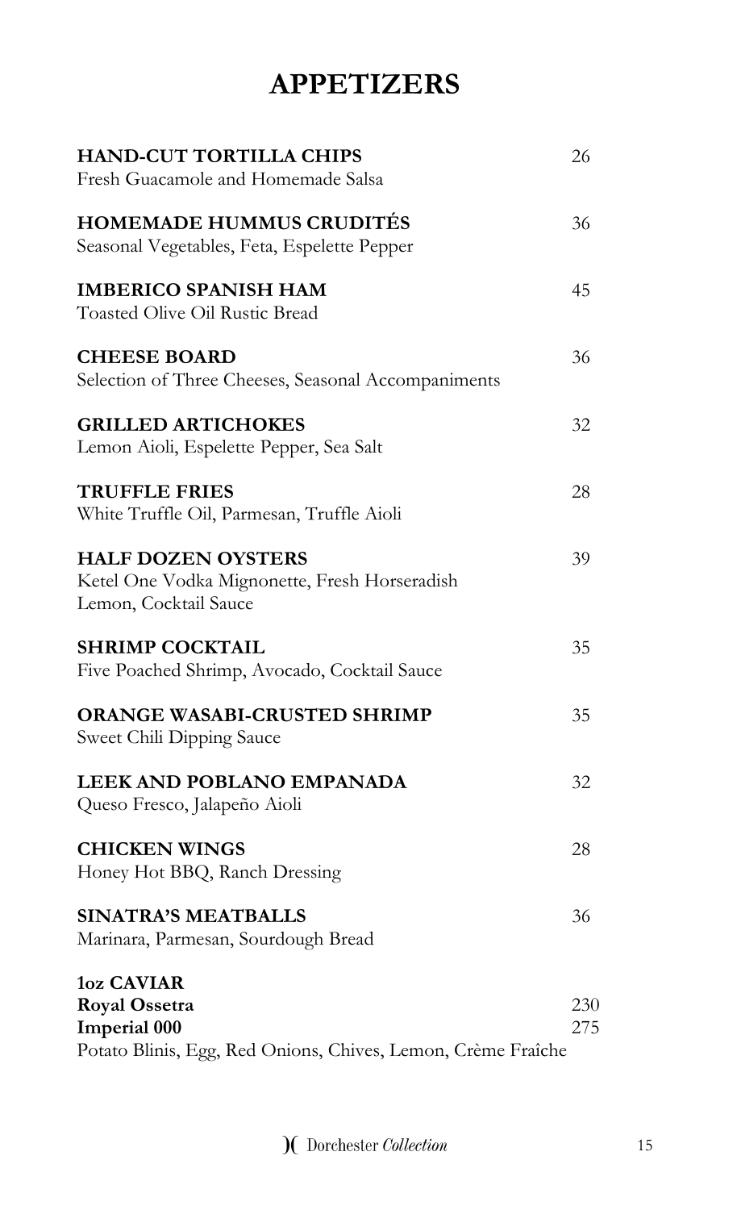# APPETIZERS

**HAND-CUT TORTILLA CHIPS** 26
Fresh Guacamole and Homemade Salsa

**HOMEMADE HUMMUS CRUDITÉS** 36
Seasonal Vegetables, Feta, Espelette Pepper

**IMBERICO SPANISH HAM** 45
Toasted Olive Oil Rustic Bread

**CHEESE BOARD** 36
Selection of Three Cheeses, Seasonal Accompaniments

**GRILLED ARTICHOKES** 32
Lemon Aioli, Espelette Pepper, Sea Salt

**TRUFFLE FRIES** 28
White Truffle Oil, Parmesan, Truffle Aioli

**HALF DOZEN OYSTERS** 39
Ketel One Vodka Mignonette, Fresh Horseradish
Lemon, Cocktail Sauce

**SHRIMP COCKTAIL** 35
Five Poached Shrimp, Avocado, Cocktail Sauce

**ORANGE WASABI-CRUSTED SHRIMP** 35
Sweet Chili Dipping Sauce

**LEEK AND POBLANO EMPANADA** 32
Queso Fresco, Jalapeño Aioli

**CHICKEN WINGS** 28
Honey Hot BBQ, Ranch Dressing

**SINATRA'S MEATBALLS** 36
Marinara, Parmesan, Sourdough Bread

**1oz CAVIAR**
**Royal Ossetra** 230
**Imperial 000** 275
Potato Blinis, Egg, Red Onions, Chives, Lemon, Crème Fraîche

Dorchester *Collection*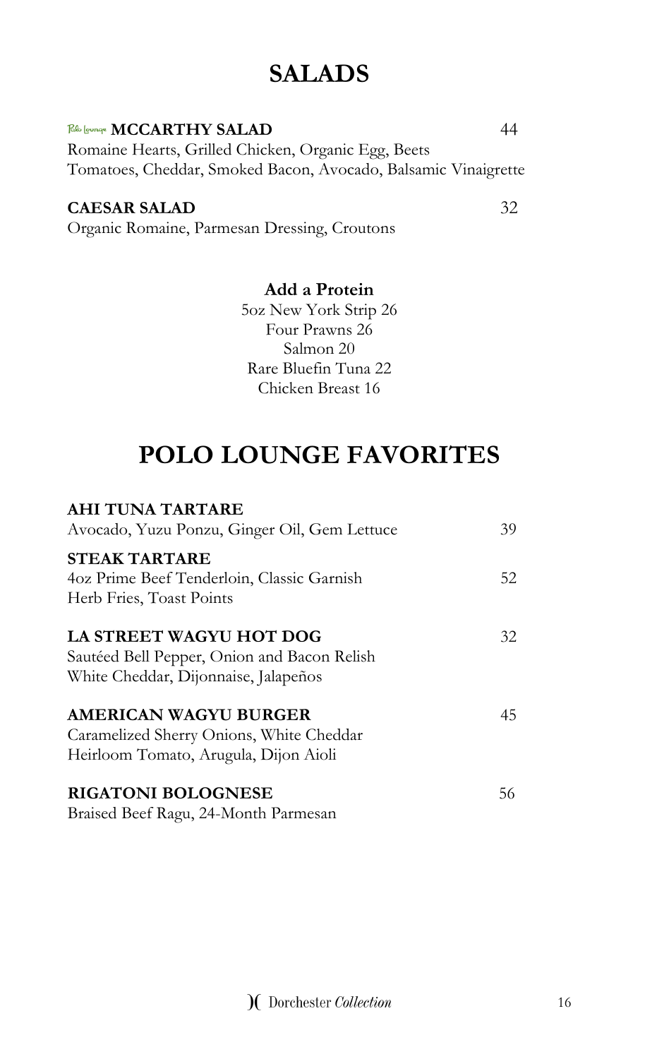# SALADS

**MCCARTHY SALAD** 44
Romaine Hearts, Grilled Chicken, Organic Egg, Beets
Tomatoes, Cheddar, Smoked Bacon, Avocado, Balsamic Vinaigrette

**CAESAR SALAD** 32
Organic Romaine, Parmesan Dressing, Croutons

**Add a Protein**
5oz New York Strip 26
Four Prawns 26
Salmon 20
Rare Bluefin Tuna 22
Chicken Breast 16

# POLO LOUNGE FAVORITES

**AHI TUNA TARTARE**
Avocado, Yuzu Ponzu, Ginger Oil, Gem Lettuce 39

**STEAK TARTARE**
4oz Prime Beef Tenderloin, Classic Garnish 52
Herb Fries, Toast Points

**LA STREET WAGYU HOT DOG** 32
Sautéed Bell Pepper, Onion and Bacon Relish
White Cheddar, Dijonnaise, Jalapeños

**AMERICAN WAGYU BURGER** 45
Caramelized Sherry Onions, White Cheddar
Heirloom Tomato, Arugula, Dijon Aioli

**RIGATONI BOLOGNESE** 56
Braised Beef Ragu, 24-Month Parmesan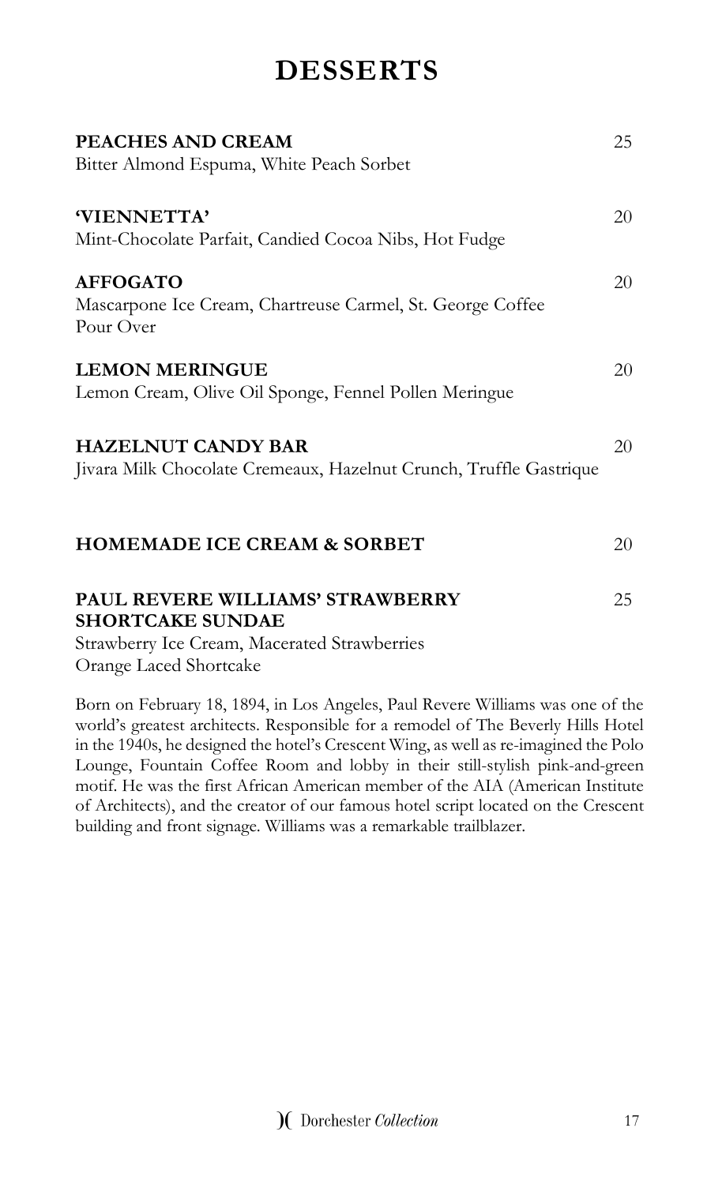# DESSERTS

**PEACHES AND CREAM** 25
Bitter Almond Espuma, White Peach Sorbet

**'VIENNETTA'** 20
Mint-Chocolate Parfait, Candied Cocoa Nibs, Hot Fudge

**AFFOGATO** 20
Mascarpone Ice Cream, Chartreuse Carmel, St. George Coffee Pour Over

**LEMON MERINGUE** 20
Lemon Cream, Olive Oil Sponge, Fennel Pollen Meringue

**HAZELNUT CANDY BAR** 20
Jivara Milk Chocolate Cremeaux, Hazelnut Crunch, Truffle Gastrique

**HOMEMADE ICE CREAM & SORBET** 20

**PAUL REVERE WILLIAMS' STRAWBERRY SHORTCAKE SUNDAE** 25
Strawberry Ice Cream, Macerated Strawberries
Orange Laced Shortcake

Born on February 18, 1894, in Los Angeles, Paul Revere Williams was one of the world's greatest architects. Responsible for a remodel of The Beverly Hills Hotel in the 1940s, he designed the hotel's Crescent Wing, as well as re-imagined the Polo Lounge, Fountain Coffee Room and lobby in their still-stylish pink-and-green motif. He was the first African American member of the AIA (American Institute of Architects), and the creator of our famous hotel script located on the Crescent building and front signage. Williams was a remarkable trailblazer.

Dorchester *Collection*